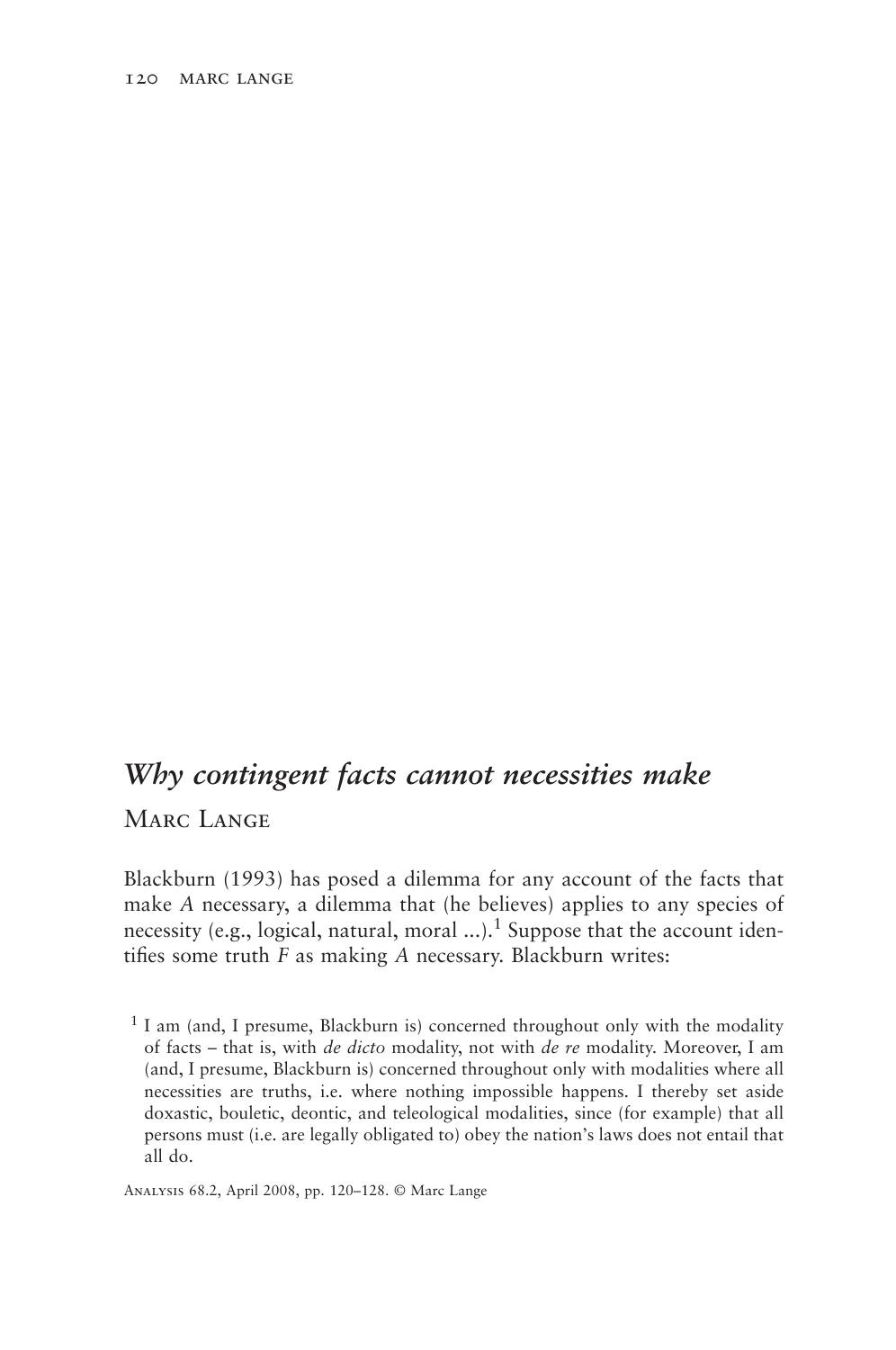# *Why contingent facts cannot necessities make*

Marc Lange

Blackburn (1993) has posed a dilemma for any account of the facts that make *A* necessary, a dilemma that (he believes) applies to any species of necessity (e.g., logical, natural, moral ...).[1] Suppose that the account identifies some truth *F* as making *A* necessary. Blackburn writes:

[1] I am (and, I presume, Blackburn is) concerned throughout only with the modality of facts – that is, with *de dicto* modality, not with *de re* modality. Moreover, I am (and, I presume, Blackburn is) concerned throughout only with modalities where all necessities are truths, i.e. where nothing impossible happens. I thereby set aside doxastic, bouletic, deontic, and teleological modalities, since (for example) that all persons must (i.e. are legally obligated to) obey the nation's laws does not entail that all do.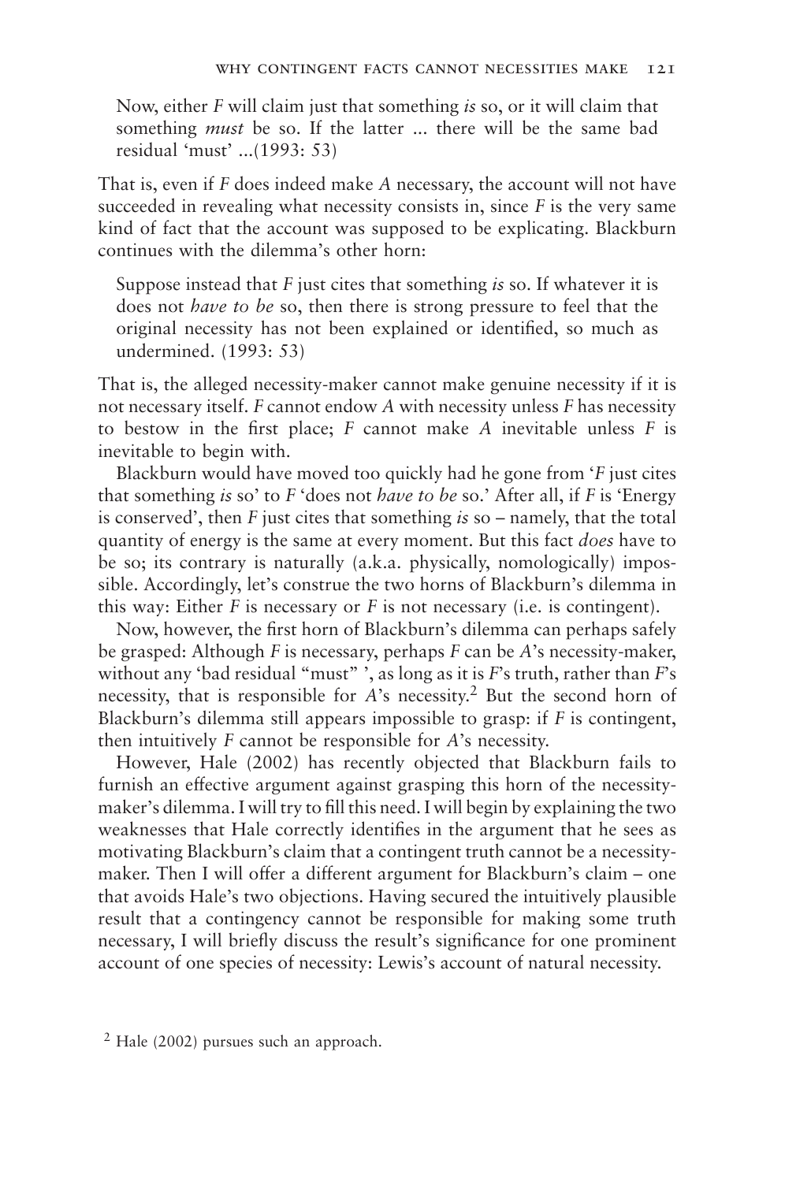> Now, either *F* will claim just that something *is* so, or it will claim that something *must* be so. If the latter ... there will be the same bad residual 'must' ...(1993: 53)

That is, even if *F* does indeed make *A* necessary, the account will not have succeeded in revealing what necessity consists in, since *F* is the very same kind of fact that the account was supposed to be explicating. Blackburn continues with the dilemma's other horn:

> Suppose instead that *F* just cites that something *is* so. If whatever it is does not *have to be* so, then there is strong pressure to feel that the original necessity has not been explained or identified, so much as undermined. (1993: 53)

That is, the alleged necessity-maker cannot make genuine necessity if it is not necessary itself. *F* cannot endow *A* with necessity unless *F* has necessity to bestow in the first place; *F* cannot make *A* inevitable unless *F* is inevitable to begin with.

Blackburn would have moved too quickly had he gone from '*F* just cites that something *is* so' to *F* 'does not *have to be* so.' After all, if *F* is 'Energy is conserved', then *F* just cites that something *is* so – namely, that the total quantity of energy is the same at every moment. But this fact *does* have to be so; its contrary is naturally (a.k.a. physically, nomologically) impossible. Accordingly, let's construe the two horns of Blackburn's dilemma in this way: Either *F* is necessary or *F* is not necessary (i.e. is contingent).

Now, however, the first horn of Blackburn's dilemma can perhaps safely be grasped: Although *F* is necessary, perhaps *F* can be *A*'s necessity-maker, without any 'bad residual "must" ', as long as it is *F*'s truth, rather than *F*'s necessity, that is responsible for *A*'s necessity.[2] But the second horn of Blackburn's dilemma still appears impossible to grasp: if *F* is contingent, then intuitively *F* cannot be responsible for *A*'s necessity.

However, Hale (2002) has recently objected that Blackburn fails to furnish an effective argument against grasping this horn of the necessity-maker's dilemma. I will try to fill this need. I will begin by explaining the two weaknesses that Hale correctly identifies in the argument that he sees as motivating Blackburn's claim that a contingent truth cannot be a necessity-maker. Then I will offer a different argument for Blackburn's claim – one that avoids Hale's two objections. Having secured the intuitively plausible result that a contingency cannot be responsible for making some truth necessary, I will briefly discuss the result's significance for one prominent account of one species of necessity: Lewis's account of natural necessity.

[2] Hale (2002) pursues such an approach.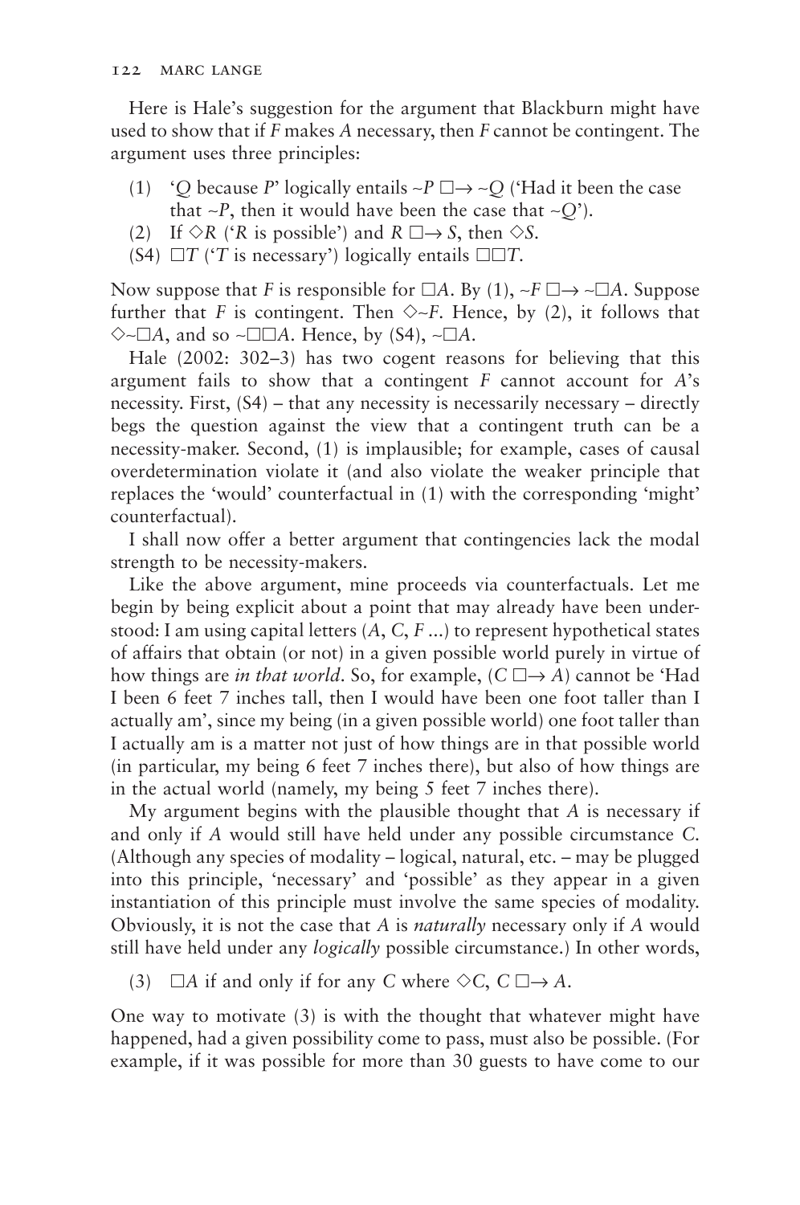Here is Hale's suggestion for the argument that Blackburn might have used to show that if *F* makes *A* necessary, then *F* cannot be contingent. The argument uses three principles:

(1) '*Q* because *P*' logically entails $\sim P \;\Box\!\!\rightarrow \sim Q$ ('Had it been the case that $\sim P$, then it would have been the case that $\sim Q$').

(2) If $\Diamond R$ ('*R* is possible') and $R \;\Box\!\!\rightarrow S$, then $\Diamond S$.

(S4) $\Box T$ ('*T* is necessary') logically entails $\Box\Box T$.

Now suppose that *F* is responsible for $\Box A$. By (1), $\sim F \;\Box\!\!\rightarrow \sim\Box A$. Suppose further that *F* is contingent. Then $\Diamond\sim F$. Hence, by (2), it follows that $\Diamond\sim\Box A$, and so $\sim\Box\Box A$. Hence, by (S4), $\sim\Box A$.

Hale (2002: 302–3) has two cogent reasons for believing that this argument fails to show that a contingent *F* cannot account for *A*'s necessity. First, (S4) – that any necessity is necessarily necessary – directly begs the question against the view that a contingent truth can be a necessity-maker. Second, (1) is implausible; for example, cases of causal overdetermination violate it (and also violate the weaker principle that replaces the 'would' counterfactual in (1) with the corresponding 'might' counterfactual).

I shall now offer a better argument that contingencies lack the modal strength to be necessity-makers.

Like the above argument, mine proceeds via counterfactuals. Let me begin by being explicit about a point that may already have been understood: I am using capital letters (*A*, *C*, *F* ...) to represent hypothetical states of affairs that obtain (or not) in a given possible world purely in virtue of how things are *in that world*. So, for example, ($C \;\Box\!\!\rightarrow A$) cannot be 'Had I been 6 feet 7 inches tall, then I would have been one foot taller than I actually am', since my being (in a given possible world) one foot taller than I actually am is a matter not just of how things are in that possible world (in particular, my being 6 feet 7 inches there), but also of how things are in the actual world (namely, my being 5 feet 7 inches there).

My argument begins with the plausible thought that *A* is necessary if and only if *A* would still have held under any possible circumstance *C*. (Although any species of modality – logical, natural, etc. – may be plugged into this principle, 'necessary' and 'possible' as they appear in a given instantiation of this principle must involve the same species of modality. Obviously, it is not the case that *A* is *naturally* necessary only if *A* would still have held under any *logically* possible circumstance.) In other words,

(3) $\Box A$ if and only if for any *C* where $\Diamond C$, $C \;\Box\!\!\rightarrow A$.

One way to motivate (3) is with the thought that whatever might have happened, had a given possibility come to pass, must also be possible. (For example, if it was possible for more than 30 guests to have come to our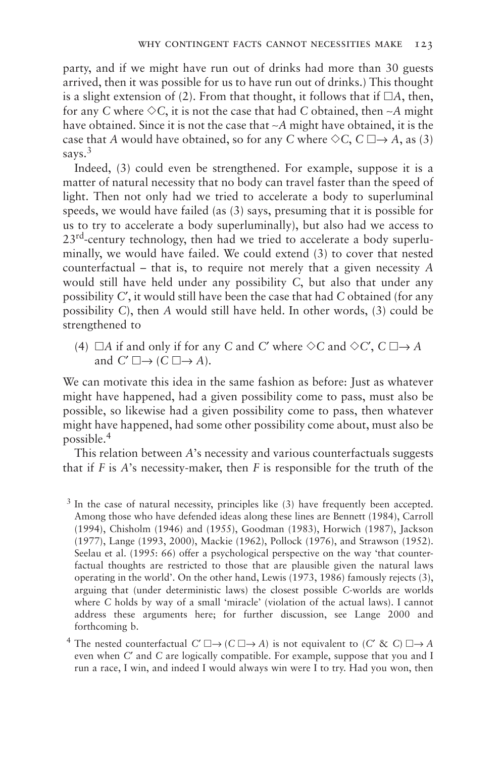party, and if we might have run out of drinks had more than 30 guests arrived, then it was possible for us to have run out of drinks.) This thought is a slight extension of (2). From that thought, it follows that if $\Box A$, then, for any $C$ where $\Diamond C$, it is not the case that had $C$ obtained, then $\sim A$ might have obtained. Since it is not the case that $\sim A$ might have obtained, it is the case that $A$ would have obtained, so for any $C$ where $\Diamond C$, $C \Box\!\!\rightarrow A$, as (3) says.[3]

Indeed, (3) could even be strengthened. For example, suppose it is a matter of natural necessity that no body can travel faster than the speed of light. Then not only had we tried to accelerate a body to superluminal speeds, we would have failed (as (3) says, presuming that it is possible for us to try to accelerate a body superluminally), but also had we access to 23rd-century technology, then had we tried to accelerate a body superluminally, we would have failed. We could extend (3) to cover that nested counterfactual – that is, to require not merely that a given necessity $A$ would still have held under any possibility $C$, but also that under any possibility $C'$, it would still have been the case that had $C$ obtained (for any possibility $C$), then $A$ would still have held. In other words, (3) could be strengthened to

(4) $\Box A$ if and only if for any $C$ and $C'$ where $\Diamond C$ and $\Diamond C'$, $C \Box\!\!\rightarrow A$ and $C' \Box\!\!\rightarrow (C \Box\!\!\rightarrow A)$.

We can motivate this idea in the same fashion as before: Just as whatever might have happened, had a given possibility come to pass, must also be possible, so likewise had a given possibility come to pass, then whatever might have happened, had some other possibility come about, must also be possible.[4]

This relation between $A$'s necessity and various counterfactuals suggests that if $F$ is $A$'s necessity-maker, then $F$ is responsible for the truth of the

[3] In the case of natural necessity, principles like (3) have frequently been accepted. Among those who have defended ideas along these lines are Bennett (1984), Carroll (1994), Chisholm (1946) and (1955), Goodman (1983), Horwich (1987), Jackson (1977), Lange (1993, 2000), Mackie (1962), Pollock (1976), and Strawson (1952). Seelau et al. (1995: 66) offer a psychological perspective on the way 'that counterfactual thoughts are restricted to those that are plausible given the natural laws operating in the world'. On the other hand, Lewis (1973, 1986) famously rejects (3), arguing that (under deterministic laws) the closest possible $C$-worlds are worlds where $C$ holds by way of a small 'miracle' (violation of the actual laws). I cannot address these arguments here; for further discussion, see Lange 2000 and forthcoming b.

[4] The nested counterfactual $C' \Box\!\!\rightarrow (C \Box\!\!\rightarrow A)$ is not equivalent to $(C' \,\&\, C) \Box\!\!\rightarrow A$ even when $C'$ and $C$ are logically compatible. For example, suppose that you and I run a race, I win, and indeed I would always win were I to try. Had you won, then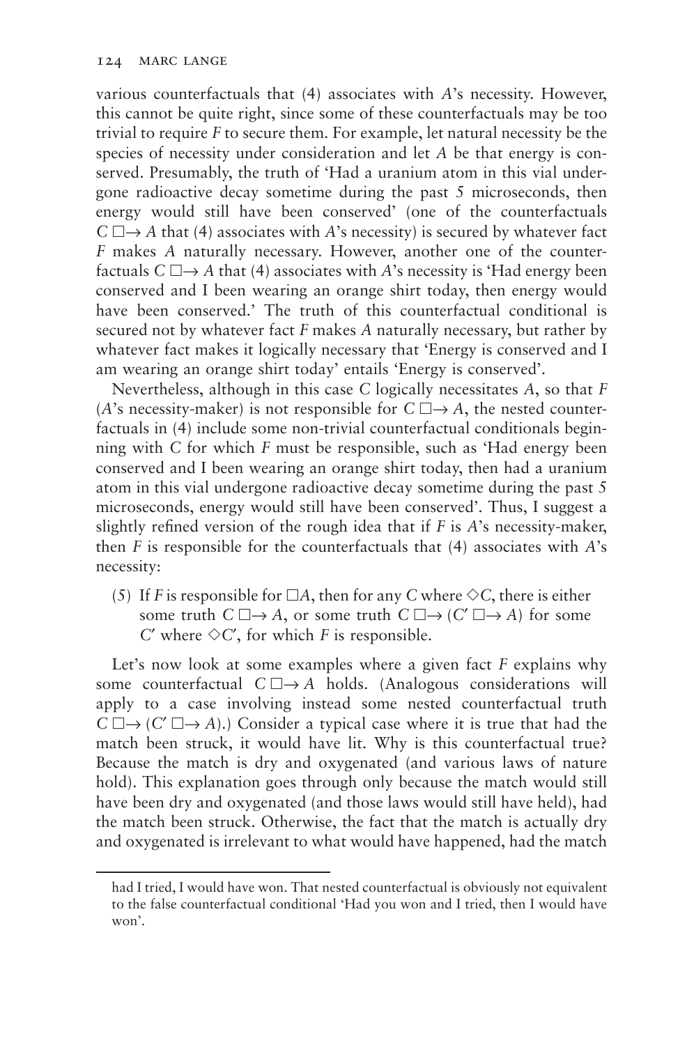various counterfactuals that (4) associates with *A*'s necessity. However, this cannot be quite right, since some of these counterfactuals may be too trivial to require *F* to secure them. For example, let natural necessity be the species of necessity under consideration and let *A* be that energy is conserved. Presumably, the truth of 'Had a uranium atom in this vial undergone radioactive decay sometime during the past 5 microseconds, then energy would still have been conserved' (one of the counterfactuals $C \square\!\!\rightarrow A$ that (4) associates with *A*'s necessity) is secured by whatever fact *F* makes *A* naturally necessary. However, another one of the counterfactuals $C \square\!\!\rightarrow A$ that (4) associates with *A*'s necessity is 'Had energy been conserved and I been wearing an orange shirt today, then energy would have been conserved.' The truth of this counterfactual conditional is secured not by whatever fact *F* makes *A* naturally necessary, but rather by whatever fact makes it logically necessary that 'Energy is conserved and I am wearing an orange shirt today' entails 'Energy is conserved'.

Nevertheless, although in this case *C* logically necessitates *A*, so that *F* (*A*'s necessity-maker) is not responsible for $C \square\!\!\rightarrow A$, the nested counterfactuals in (4) include some non-trivial counterfactual conditionals beginning with *C* for which *F* must be responsible, such as 'Had energy been conserved and I been wearing an orange shirt today, then had a uranium atom in this vial undergone radioactive decay sometime during the past 5 microseconds, energy would still have been conserved'. Thus, I suggest a slightly refined version of the rough idea that if *F* is *A*'s necessity-maker, then *F* is responsible for the counterfactuals that (4) associates with *A*'s necessity:

(5) If *F* is responsible for $\square A$, then for any *C* where $\Diamond C$, there is either some truth $C \square\!\!\rightarrow A$, or some truth $C \square\!\!\rightarrow (C' \square\!\!\rightarrow A)$ for some $C'$ where $\Diamond C'$, for which *F* is responsible.

Let's now look at some examples where a given fact *F* explains why some counterfactual $C \square\!\!\rightarrow A$ holds. (Analogous considerations will apply to a case involving instead some nested counterfactual truth $C \square\!\!\rightarrow (C' \square\!\!\rightarrow A)$.) Consider a typical case where it is true that had the match been struck, it would have lit. Why is this counterfactual true? Because the match is dry and oxygenated (and various laws of nature hold). This explanation goes through only because the match would still have been dry and oxygenated (and those laws would still have held), had the match been struck. Otherwise, the fact that the match is actually dry and oxygenated is irrelevant to what would have happened, had the match

had I tried, I would have won. That nested counterfactual is obviously not equivalent to the false counterfactual conditional 'Had you won and I tried, then I would have won'.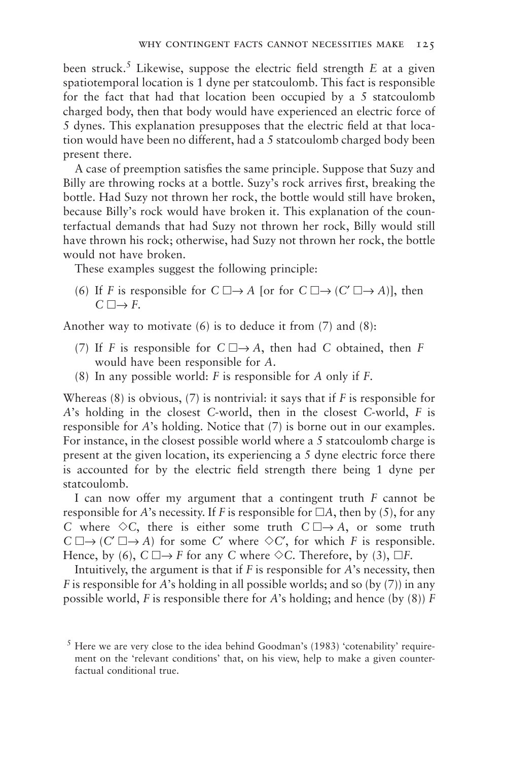been struck.[5] Likewise, suppose the electric field strength $E$ at a given spatiotemporal location is 1 dyne per statcoulomb. This fact is responsible for the fact that had that location been occupied by a 5 statcoulomb charged body, then that body would have experienced an electric force of 5 dynes. This explanation presupposes that the electric field at that location would have been no different, had a 5 statcoulomb charged body been present there.

A case of preemption satisfies the same principle. Suppose that Suzy and Billy are throwing rocks at a bottle. Suzy's rock arrives first, breaking the bottle. Had Suzy not thrown her rock, the bottle would still have broken, because Billy's rock would have broken it. This explanation of the counterfactual demands that had Suzy not thrown her rock, Billy would still have thrown his rock; otherwise, had Suzy not thrown her rock, the bottle would not have broken.

These examples suggest the following principle:

(6) If $F$ is responsible for $C \mathrel{\Box\!\!\rightarrow} A$ [or for $C \mathrel{\Box\!\!\rightarrow} (C' \mathrel{\Box\!\!\rightarrow} A)$], then $C \mathrel{\Box\!\!\rightarrow} F$.

Another way to motivate (6) is to deduce it from (7) and (8):

(7) If $F$ is responsible for $C \mathrel{\Box\!\!\rightarrow} A$, then had $C$ obtained, then $F$ would have been responsible for $A$.

(8) In any possible world: $F$ is responsible for $A$ only if $F$.

Whereas (8) is obvious, (7) is nontrivial: it says that if $F$ is responsible for $A$'s holding in the closest $C$-world, then in the closest $C$-world, $F$ is responsible for $A$'s holding. Notice that (7) is borne out in our examples. For instance, in the closest possible world where a 5 statcoulomb charge is present at the given location, its experiencing a 5 dyne electric force there is accounted for by the electric field strength there being 1 dyne per statcoulomb.

I can now offer my argument that a contingent truth $F$ cannot be responsible for $A$'s necessity. If $F$ is responsible for $\Box A$, then by (5), for any $C$ where $\Diamond C$, there is either some truth $C \mathrel{\Box\!\!\rightarrow} A$, or some truth $C \mathrel{\Box\!\!\rightarrow} (C' \mathrel{\Box\!\!\rightarrow} A)$ for some $C'$ where $\Diamond C'$, for which $F$ is responsible. Hence, by (6), $C \mathrel{\Box\!\!\rightarrow} F$ for any $C$ where $\Diamond C$. Therefore, by (3), $\Box F$.

Intuitively, the argument is that if $F$ is responsible for $A$'s necessity, then $F$ is responsible for $A$'s holding in all possible worlds; and so (by (7)) in any possible world, $F$ is responsible there for $A$'s holding; and hence (by (8)) $F$

[5] Here we are very close to the idea behind Goodman's (1983) 'cotenability' requirement on the 'relevant conditions' that, on his view, help to make a given counterfactual conditional true.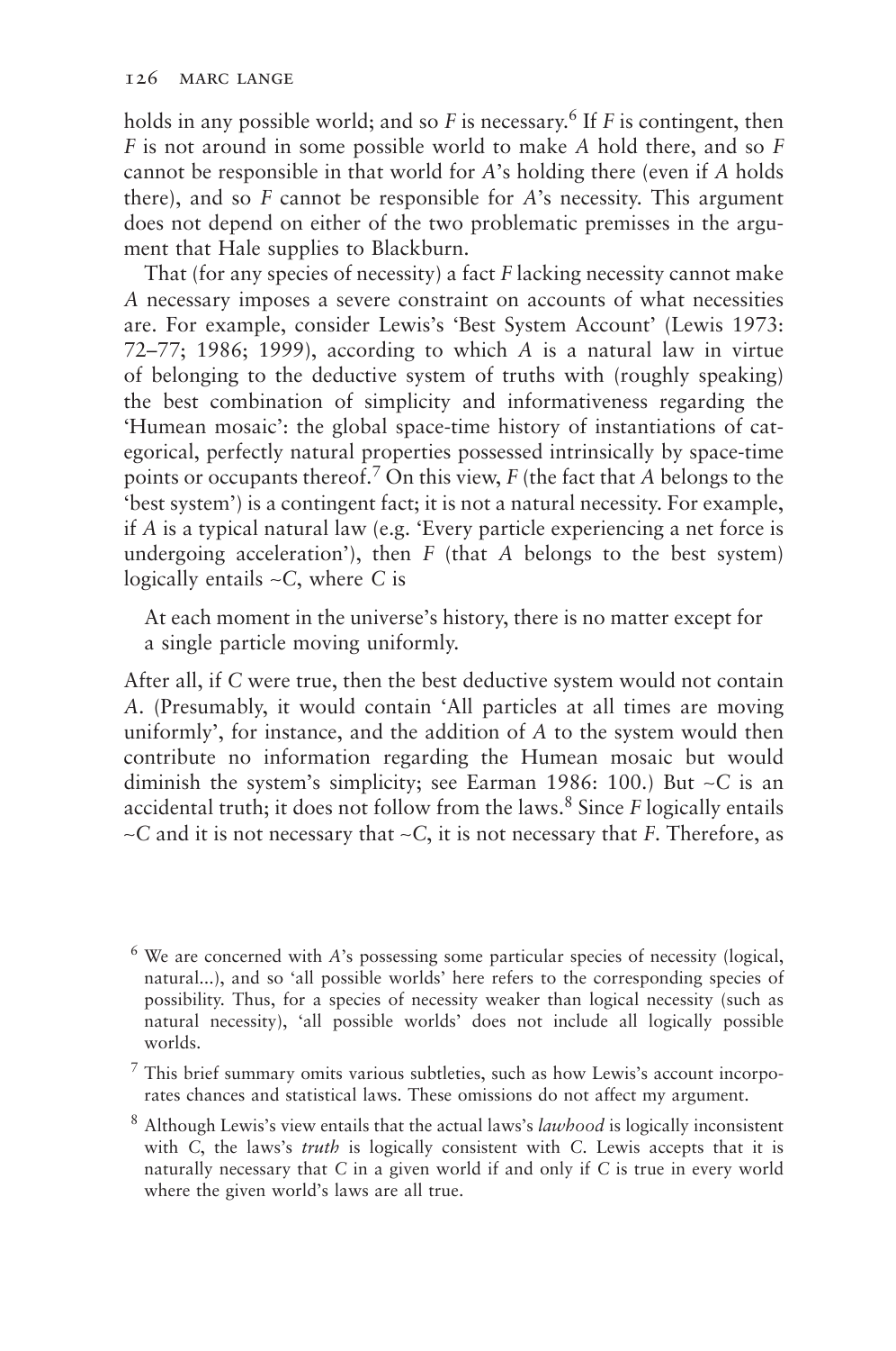holds in any possible world; and so *F* is necessary.[6] If *F* is contingent, then *F* is not around in some possible world to make *A* hold there, and so *F* cannot be responsible in that world for *A*'s holding there (even if *A* holds there), and so *F* cannot be responsible for *A*'s necessity. This argument does not depend on either of the two problematic premisses in the argument that Hale supplies to Blackburn.

That (for any species of necessity) a fact *F* lacking necessity cannot make *A* necessary imposes a severe constraint on accounts of what necessities are. For example, consider Lewis's 'Best System Account' (Lewis 1973: 72–77; 1986; 1999), according to which *A* is a natural law in virtue of belonging to the deductive system of truths with (roughly speaking) the best combination of simplicity and informativeness regarding the 'Humean mosaic': the global space-time history of instantiations of categorical, perfectly natural properties possessed intrinsically by space-time points or occupants thereof.[7] On this view, *F* (the fact that *A* belongs to the 'best system') is a contingent fact; it is not a natural necessity. For example, if *A* is a typical natural law (e.g. 'Every particle experiencing a net force is undergoing acceleration'), then *F* (that *A* belongs to the best system) logically entails ~*C*, where *C* is

> At each moment in the universe's history, there is no matter except for a single particle moving uniformly.

After all, if *C* were true, then the best deductive system would not contain *A*. (Presumably, it would contain 'All particles at all times are moving uniformly', for instance, and the addition of *A* to the system would then contribute no information regarding the Humean mosaic but would diminish the system's simplicity; see Earman 1986: 100.) But ~*C* is an accidental truth; it does not follow from the laws.[8] Since *F* logically entails ~*C* and it is not necessary that ~*C*, it is not necessary that *F*. Therefore, as

---

[6] We are concerned with *A*'s possessing some particular species of necessity (logical, natural...), and so 'all possible worlds' here refers to the corresponding species of possibility. Thus, for a species of necessity weaker than logical necessity (such as natural necessity), 'all possible worlds' does not include all logically possible worlds.

[7] This brief summary omits various subtleties, such as how Lewis's account incorporates chances and statistical laws. These omissions do not affect my argument.

[8] Although Lewis's view entails that the actual laws's *lawhood* is logically inconsistent with *C*, the laws's *truth* is logically consistent with *C*. Lewis accepts that it is naturally necessary that *C* in a given world if and only if *C* is true in every world where the given world's laws are all true.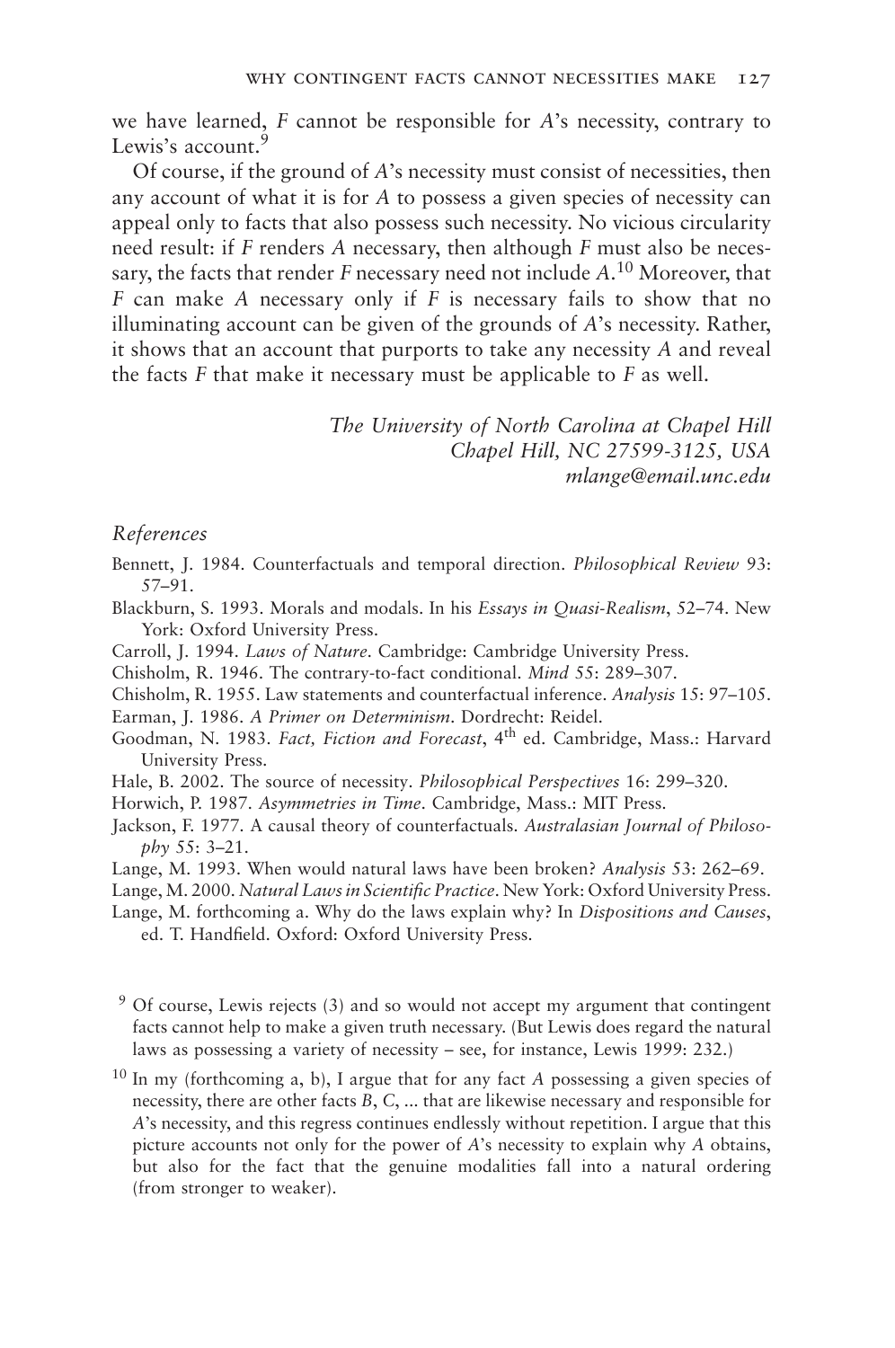we have learned, *F* cannot be responsible for *A*'s necessity, contrary to Lewis's account.[9]

Of course, if the ground of *A*'s necessity must consist of necessities, then any account of what it is for *A* to possess a given species of necessity can appeal only to facts that also possess such necessity. No vicious circularity need result: if *F* renders *A* necessary, then although *F* must also be necessary, the facts that render *F* necessary need not include *A*.[10] Moreover, that *F* can make *A* necessary only if *F* is necessary fails to show that no illuminating account can be given of the grounds of *A*'s necessity. Rather, it shows that an account that purports to take any necessity *A* and reveal the facts *F* that make it necessary must be applicable to *F* as well.

*The University of North Carolina at Chapel Hill*
*Chapel Hill, NC 27599-3125, USA*
*mlange@email.unc.edu*

## *References*

Bennett, J. 1984. Counterfactuals and temporal direction. *Philosophical Review* 93: 57–91.

Blackburn, S. 1993. Morals and modals. In his *Essays in Quasi-Realism*, 52–74. New York: Oxford University Press.

Carroll, J. 1994. *Laws of Nature*. Cambridge: Cambridge University Press.

Chisholm, R. 1946. The contrary-to-fact conditional. *Mind* 55: 289–307.

Chisholm, R. 1955. Law statements and counterfactual inference. *Analysis* 15: 97–105.

Earman, J. 1986. *A Primer on Determinism*. Dordrecht: Reidel.

Goodman, N. 1983. *Fact, Fiction and Forecast*, 4th ed. Cambridge, Mass.: Harvard University Press.

Hale, B. 2002. The source of necessity. *Philosophical Perspectives* 16: 299–320.

Horwich, P. 1987. *Asymmetries in Time*. Cambridge, Mass.: MIT Press.

Jackson, F. 1977. A causal theory of counterfactuals. *Australasian Journal of Philosophy* 55: 3–21.

Lange, M. 1993. When would natural laws have been broken? *Analysis* 53: 262–69.

Lange, M. 2000. *Natural Laws in Scientific Practice*. New York: Oxford University Press.

Lange, M. forthcoming a. Why do the laws explain why? In *Dispositions and Causes*, ed. T. Handfield. Oxford: Oxford University Press.

---

[9] Of course, Lewis rejects (3) and so would not accept my argument that contingent facts cannot help to make a given truth necessary. (But Lewis does regard the natural laws as possessing a variety of necessity – see, for instance, Lewis 1999: 232.)

[10] In my (forthcoming a, b), I argue that for any fact *A* possessing a given species of necessity, there are other facts *B*, *C*, ... that are likewise necessary and responsible for *A*'s necessity, and this regress continues endlessly without repetition. I argue that this picture accounts not only for the power of *A*'s necessity to explain why *A* obtains, but also for the fact that the genuine modalities fall into a natural ordering (from stronger to weaker).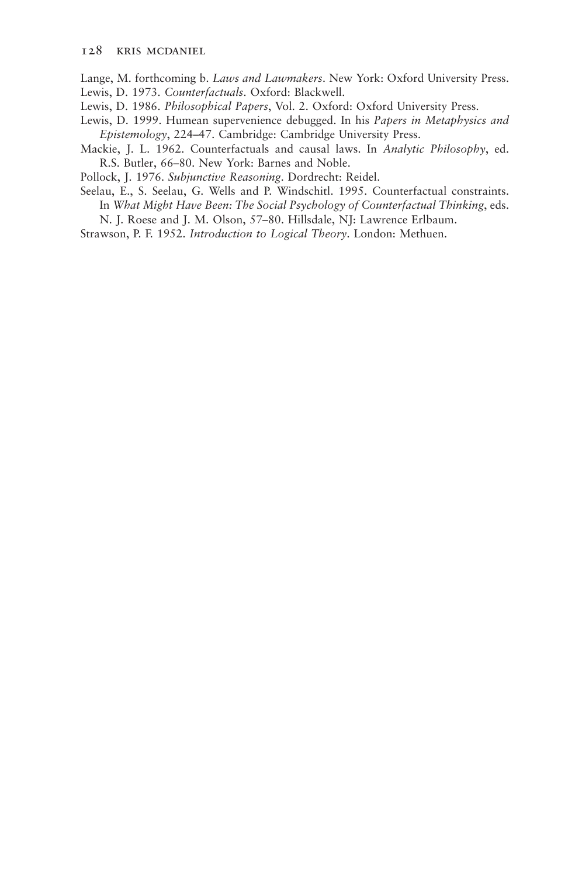Lange, M. forthcoming b. *Laws and Lawmakers*. New York: Oxford University Press.

Lewis, D. 1973. *Counterfactuals*. Oxford: Blackwell.

Lewis, D. 1986. *Philosophical Papers*, Vol. 2. Oxford: Oxford University Press.

Lewis, D. 1999. Humean supervenience debugged. In his *Papers in Metaphysics and Epistemology*, 224–47. Cambridge: Cambridge University Press.

Mackie, J. L. 1962. Counterfactuals and causal laws. In *Analytic Philosophy*, ed. R.S. Butler, 66–80. New York: Barnes and Noble.

Pollock, J. 1976. *Subjunctive Reasoning*. Dordrecht: Reidel.

Seelau, E., S. Seelau, G. Wells and P. Windschitl. 1995. Counterfactual constraints. In *What Might Have Been: The Social Psychology of Counterfactual Thinking*, eds. N. J. Roese and J. M. Olson, 57–80. Hillsdale, NJ: Lawrence Erlbaum.

Strawson, P. F. 1952. *Introduction to Logical Theory*. London: Methuen.